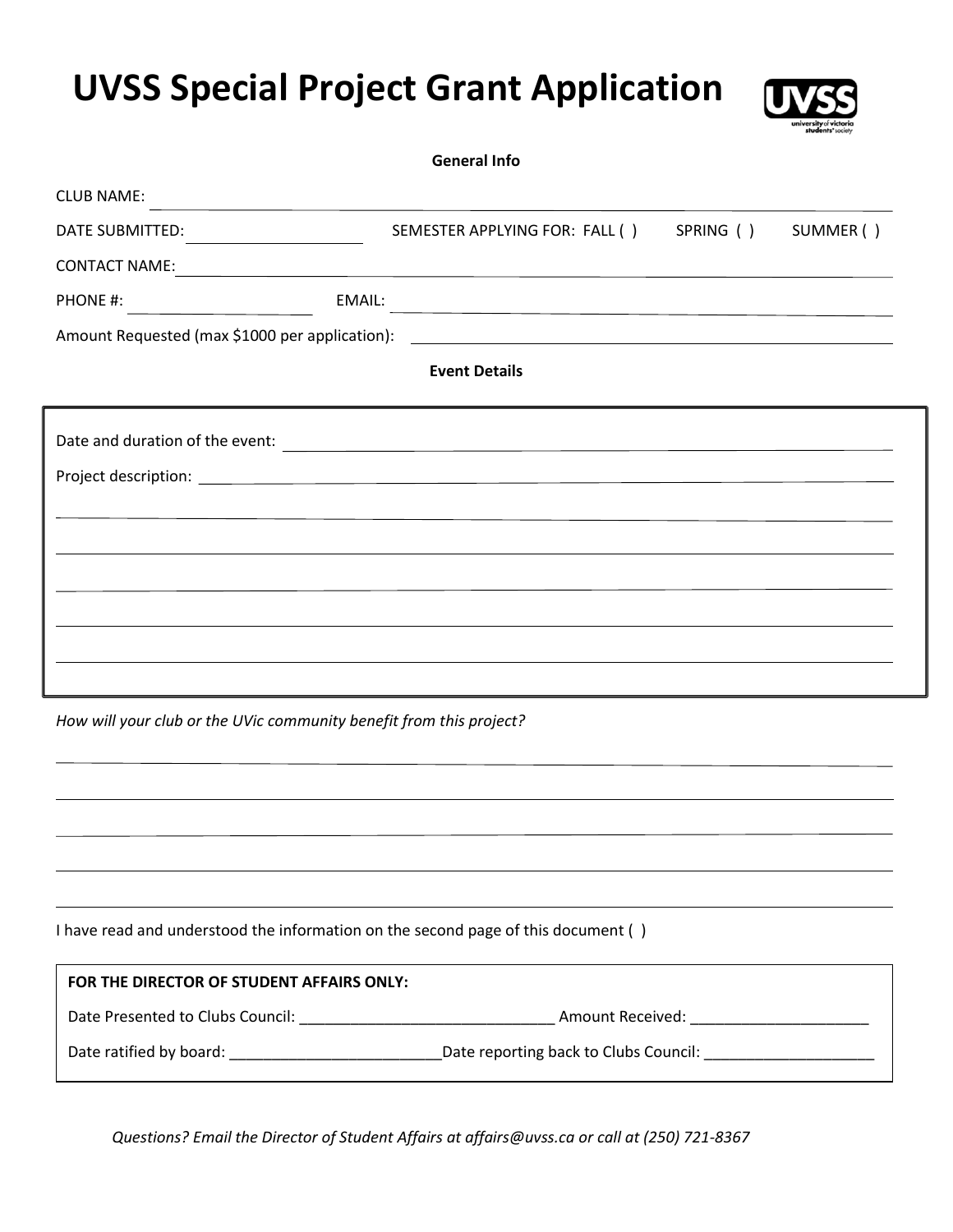# UVSS Special Project Grant Application

**General Info**

CLUB NAME: ______________________________________________

DATE SUBMITTED: ____________ SEMESTER APPLYING FOR: FALL ( ) SPRING ( ) SUMMER ( )

CONTACT NAME: ______________________________________________

PHONE #: ____________ EMAIL: ______________________________

Amount Requested (max $1000 per application): ____________________

**Event Details**

Date and duration of the event: ______________________________

Project description: ______________________________________________

______________________________________________

______________________________________________

______________________________________________

______________________________________________

______________________________________________

*How will your club or the UVic community benefit from this project?*

______________________________________________

______________________________________________

______________________________________________

______________________________________________

______________________________________________

I have read and understood the information on the second page of this document ( )

**FOR THE DIRECTOR OF STUDENT AFFAIRS ONLY:**

Date Presented to Clubs Council: ______________________________ Amount Received: _____________________

Date ratified by board: _________________________Date reporting back to Clubs Council: ____________________

*Questions? Email the Director of Student Affairs at affairs@uvss.ca or call at (250) 721-8367*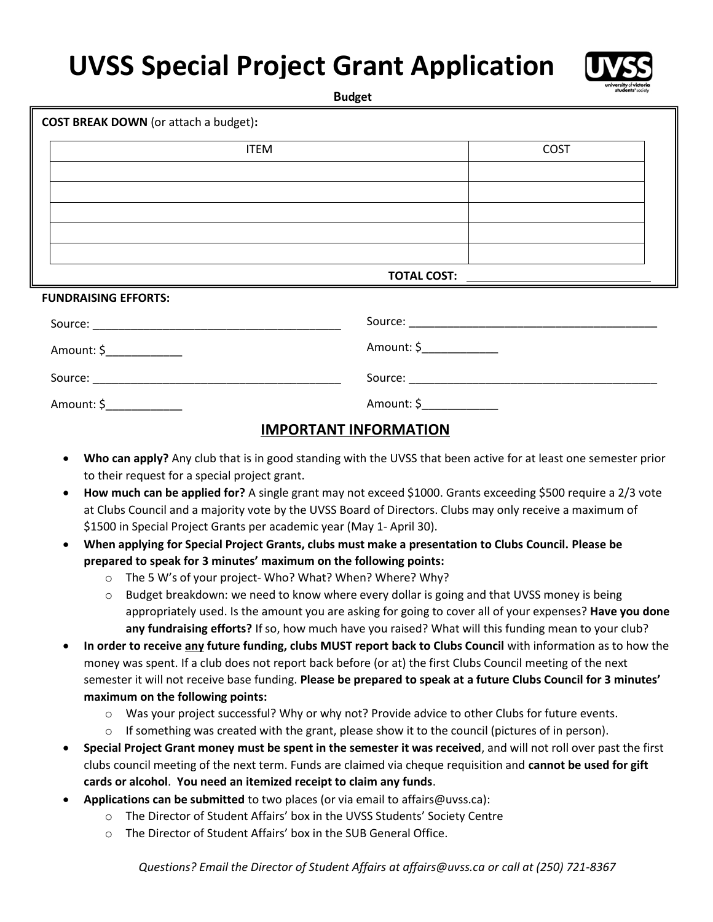# UVSS Special Project Grant Application

**Budget**

**COST BREAK DOWN** (or attach a budget)**:**

| ITEM | COST |
|---|---|
| | |
| | |
| | |
| | |
| | |

**TOTAL COST:** ______________________________

**FUNDRAISING EFFORTS:**

Source: ________________________________________

Amount: $____________

Source: ________________________________________

Amount: $____________

Source: ________________________________________

Amount: $____________

Source: ________________________________________

Amount: $____________

## IMPORTANT INFORMATION

- **Who can apply?** Any club that is in good standing with the UVSS that been active for at least one semester prior to their request for a special project grant.
- **How much can be applied for?** A single grant may not exceed $1000. Grants exceeding $500 require a 2/3 vote at Clubs Council and a majority vote by the UVSS Board of Directors. Clubs may only receive a maximum of $1500 in Special Project Grants per academic year (May 1- April 30).
- **When applying for Special Project Grants, clubs must make a presentation to Clubs Council. Please be prepared to speak for 3 minutes' maximum on the following points:**
  - The 5 W's of your project- Who? What? When? Where? Why?
  - Budget breakdown: we need to know where every dollar is going and that UVSS money is being appropriately used. Is the amount you are asking for going to cover all of your expenses? **Have you done any fundraising efforts?** If so, how much have you raised? What will this funding mean to your club?
- **In order to receive <u>any</u> future funding, clubs MUST report back to Clubs Council** with information as to how the money was spent. If a club does not report back before (or at) the first Clubs Council meeting of the next semester it will not receive base funding. **Please be prepared to speak at a future Clubs Council for 3 minutes' maximum on the following points:**
  - Was your project successful? Why or why not? Provide advice to other Clubs for future events.
  - If something was created with the grant, please show it to the council (pictures of in person).
- **Special Project Grant money must be spent in the semester it was received**, and will not roll over past the first clubs council meeting of the next term. Funds are claimed via cheque requisition and **cannot be used for gift cards or alcohol**. **You need an itemized receipt to claim any funds**.
- **Applications can be submitted** to two places (or via email to affairs@uvss.ca):
  - The Director of Student Affairs' box in the UVSS Students' Society Centre
  - The Director of Student Affairs' box in the SUB General Office.

*Questions? Email the Director of Student Affairs at affairs@uvss.ca or call at (250) 721-8367*